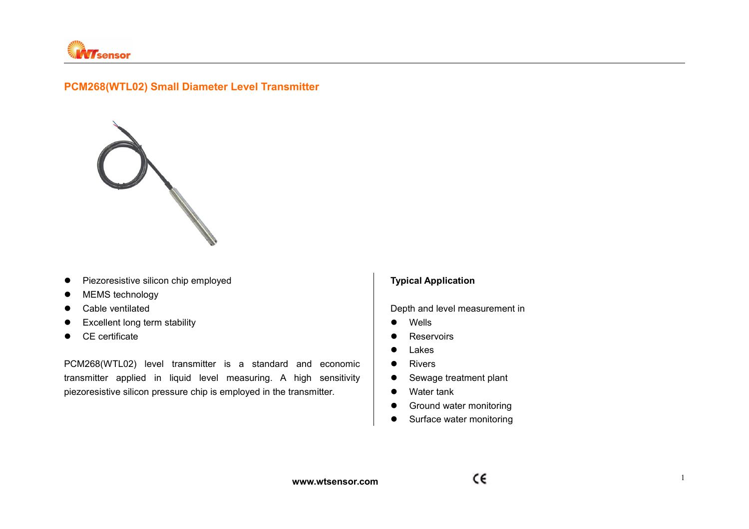# PCM268(WTL02) Small Diameter Level Transmitter

- Piezoresistive silicon chip employed
- MEMS technology
- Cable ventilated
- Excellent long term stability
- CE certificate

PCM268(WTL02) level transmitter is a standard and economic transmitter applied in liquid level measuring. A high sensitivity piezoresistive silicon pressure chip is employed in the transmitter.

**Typical Application**

Depth and level measurement in

- Wells
- Reservoirs
- Lakes
- Rivers
- Sewage treatment plant
- Water tank
- Ground water monitoring
- Surface water monitoring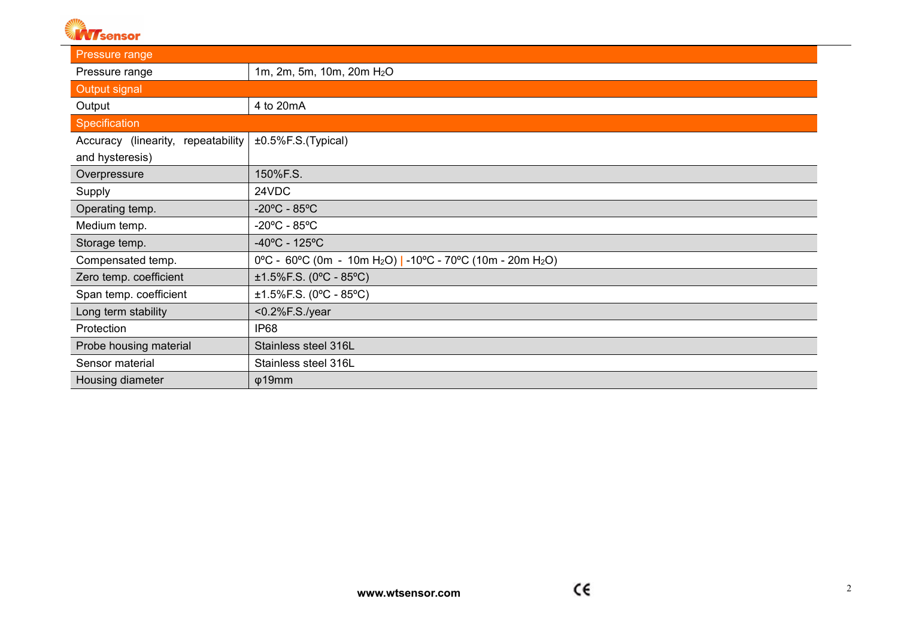| Pressure range | |
|---|---|
| Pressure range | 1m, 2m, 5m, 10m, 20m $H_2O$ |
| **Output signal** | |
| Output | 4 to 20mA |
| **Specification** | |
| Accuracy (linearity, repeatability and hysteresis) | ±0.5%F.S.(Typical) |
| Overpressure | 150%F.S. |
| Supply | 24VDC |
| Operating temp. | -20ºC - 85ºC |
| Medium temp. | -20ºC - 85ºC |
| Storage temp. | -40ºC - 125ºC |
| Compensated temp. | 0ºC - 60ºC (0m - 10m $H_2O$) \| -10ºC - 70ºC (10m - 20m $H_2O$) |
| Zero temp. coefficient | ±1.5%F.S. (0ºC - 85ºC) |
| Span temp. coefficient | ±1.5%F.S. (0ºC - 85ºC) |
| Long term stability | <0.2%F.S./year |
| Protection | IP68 |
| Probe housing material | Stainless steel 316L |
| Sensor material | Stainless steel 316L |
| Housing diameter | φ19mm |

**www.wtsensor.com**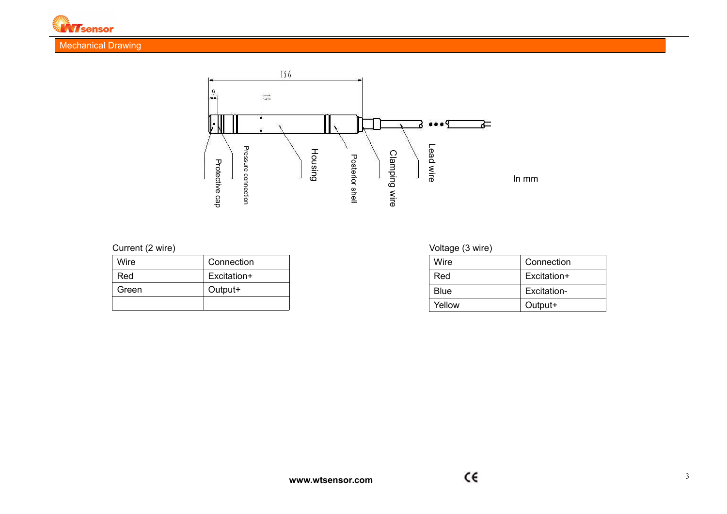## Mechanical Drawing

156

9

19

Protective cap

Pressure connection

Housing

Posterior shell

Clamping wire

Lead wire

In mm

Current (2 wire)

| Wire | Connection |
|---|---|
| Red | Excitation+ |
| Green | Output+ |
| | |

Voltage (3 wire)

| Wire | Connection |
|---|---|
| Red | Excitation+ |
| Blue | Excitation- |
| Yellow | Output+ |

**www.wtsensor.com**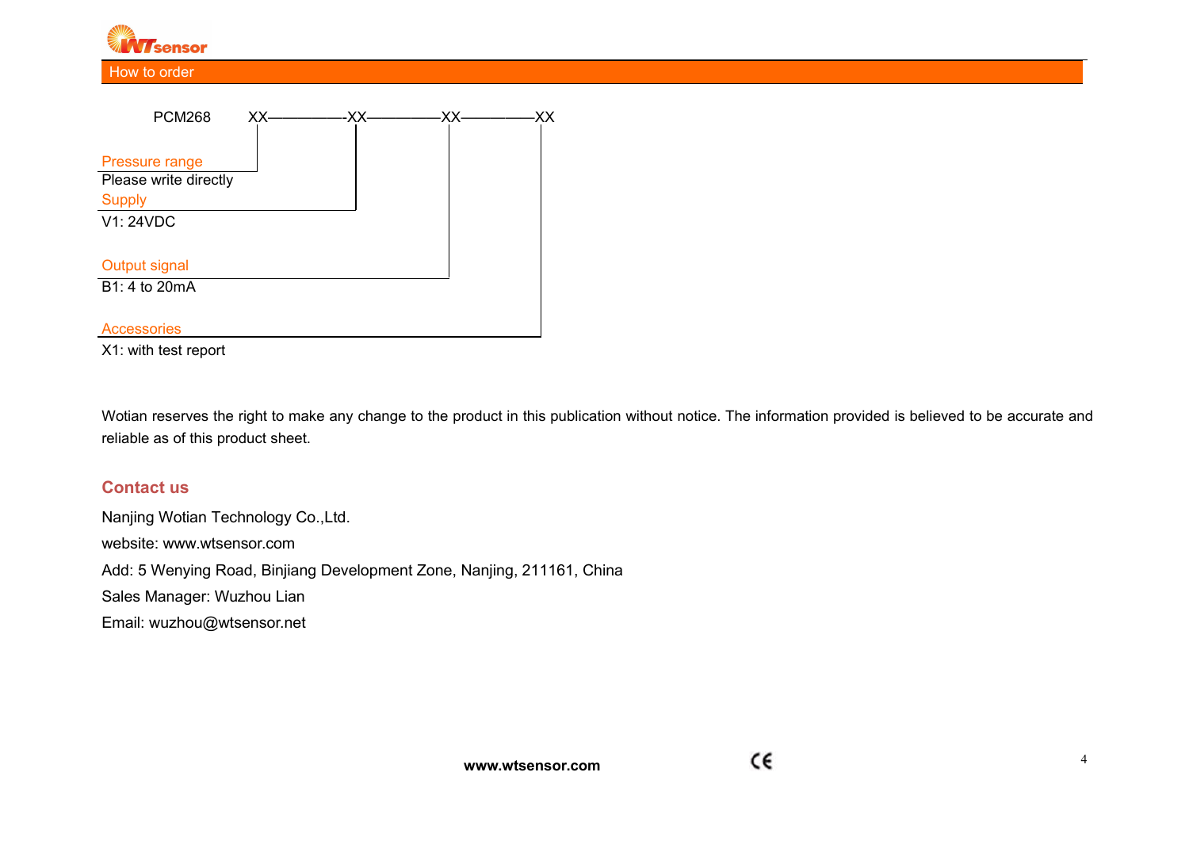## How to order

PCM268 XX——————-XX——————XX——————XX

**Pressure range**

Please write directly

**Supply**

V1: 24VDC

**Output signal**

B1: 4 to 20mA

**Accessories**

X1: with test report

Wotian reserves the right to make any change to the product in this publication without notice. The information provided is believed to be accurate and reliable as of this product sheet.

## Contact us

Nanjing Wotian Technology Co.,Ltd.

website: www.wtsensor.com

Add: 5 Wenying Road, Binjiang Development Zone, Nanjing, 211161, China

Sales Manager: Wuzhou Lian

Email: wuzhou@wtsensor.net